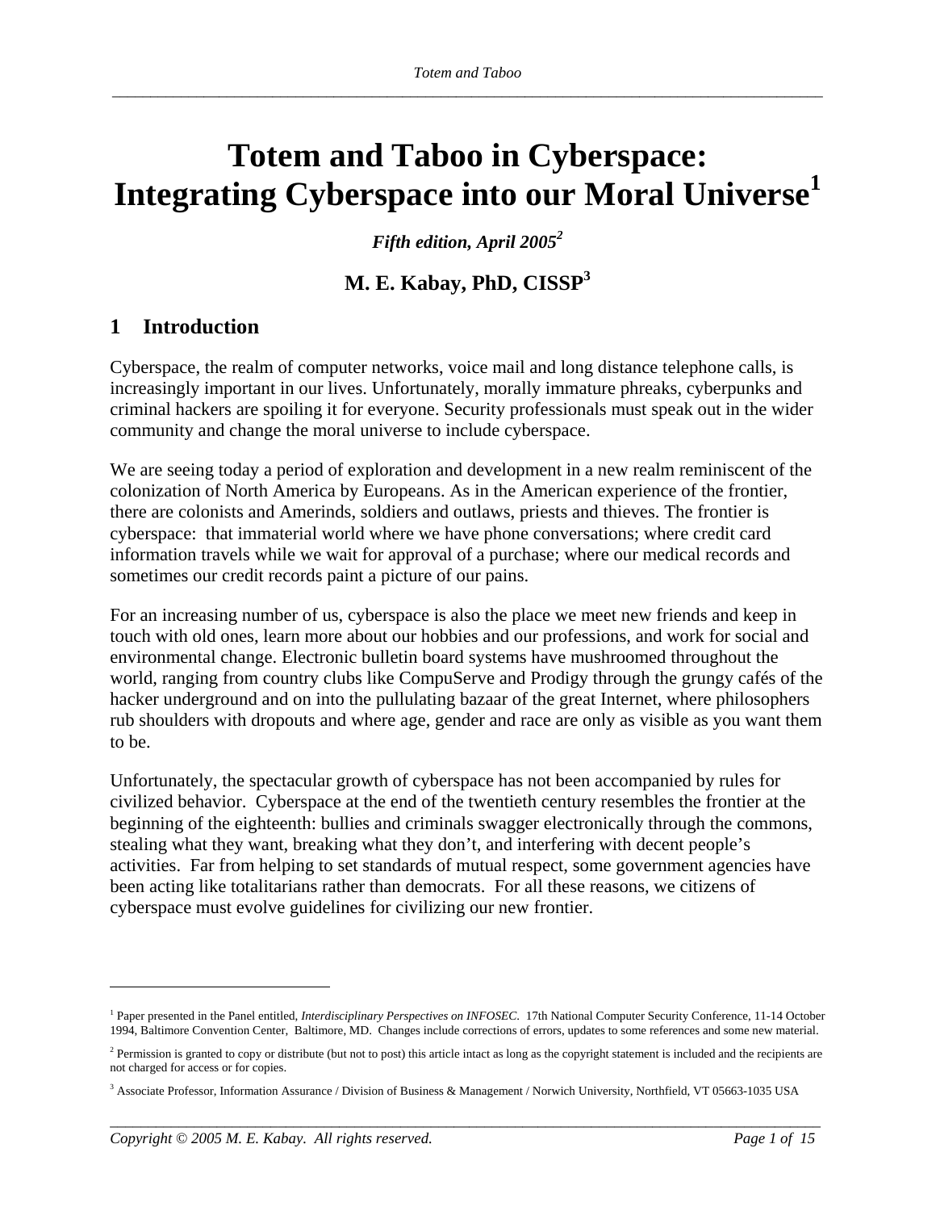# Totem and Taboo in Cyberspace: Integrating Cyberspace into our Moral Universe[1]

***Fifth edition, April 2005[2]***

**M. E. Kabay, PhD, CISSP[3]**

## 1 Introduction

Cyberspace, the realm of computer networks, voice mail and long distance telephone calls, is increasingly important in our lives. Unfortunately, morally immature phreaks, cyberpunks and criminal hackers are spoiling it for everyone. Security professionals must speak out in the wider community and change the moral universe to include cyberspace.

We are seeing today a period of exploration and development in a new realm reminiscent of the colonization of North America by Europeans. As in the American experience of the frontier, there are colonists and Amerinds, soldiers and outlaws, priests and thieves. The frontier is cyberspace: that immaterial world where we have phone conversations; where credit card information travels while we wait for approval of a purchase; where our medical records and sometimes our credit records paint a picture of our pains.

For an increasing number of us, cyberspace is also the place we meet new friends and keep in touch with old ones, learn more about our hobbies and our professions, and work for social and environmental change. Electronic bulletin board systems have mushroomed throughout the world, ranging from country clubs like CompuServe and Prodigy through the grungy cafés of the hacker underground and on into the pullulating bazaar of the great Internet, where philosophers rub shoulders with dropouts and where age, gender and race are only as visible as you want them to be.

Unfortunately, the spectacular growth of cyberspace has not been accompanied by rules for civilized behavior. Cyberspace at the end of the twentieth century resembles the frontier at the beginning of the eighteenth: bullies and criminals swagger electronically through the commons, stealing what they want, breaking what they don't, and interfering with decent people's activities. Far from helping to set standards of mutual respect, some government agencies have been acting like totalitarians rather than democrats. For all these reasons, we citizens of cyberspace must evolve guidelines for civilizing our new frontier.

---

[1] Paper presented in the Panel entitled, *Interdisciplinary Perspectives on INFOSEC.* 17th National Computer Security Conference, 11-14 October 1994, Baltimore Convention Center, Baltimore, MD. Changes include corrections of errors, updates to some references and some new material.

[2] Permission is granted to copy or distribute (but not to post) this article intact as long as the copyright statement is included and the recipients are not charged for access or for copies.

[3] Associate Professor, Information Assurance / Division of Business & Management / Norwich University, Northfield, VT 05663-1035 USA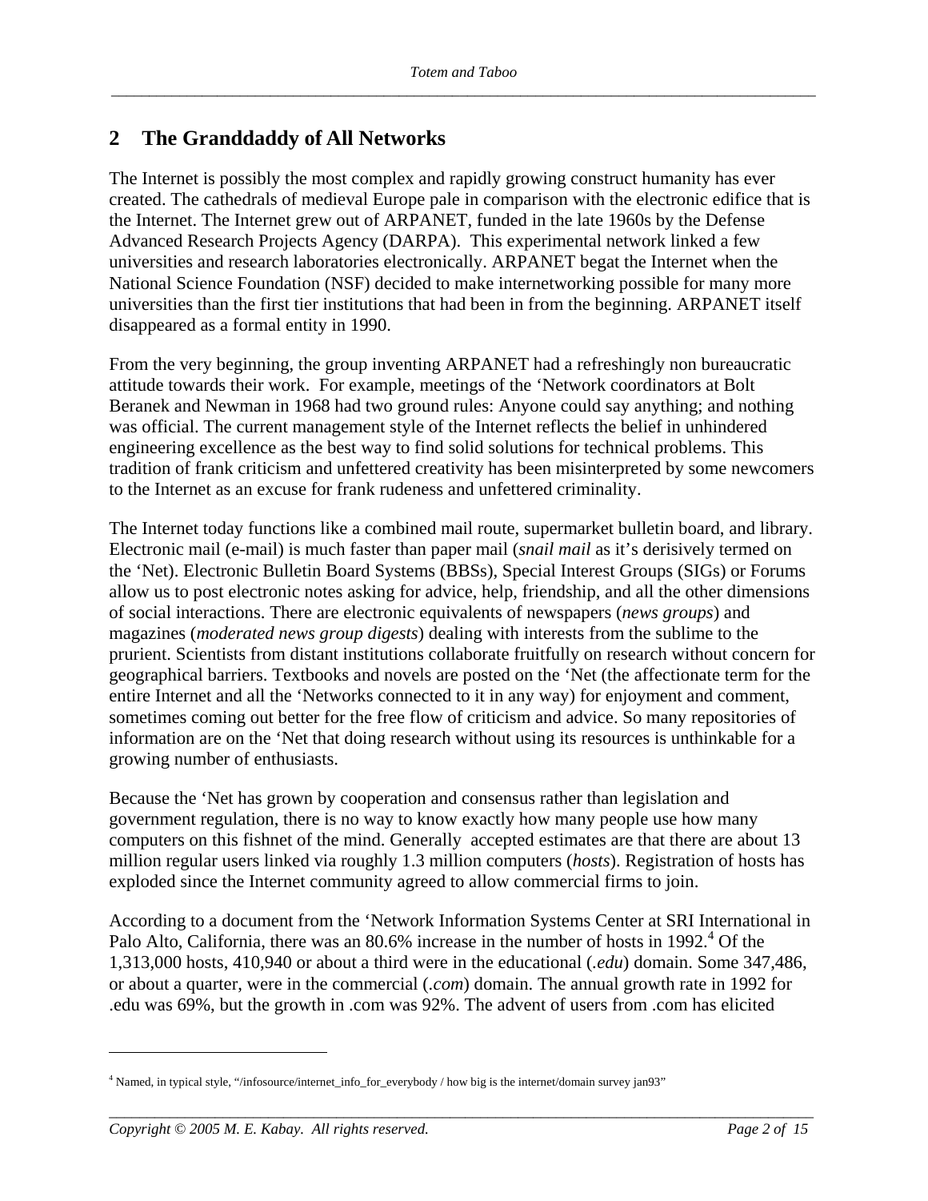## 2 The Granddaddy of All Networks

The Internet is possibly the most complex and rapidly growing construct humanity has ever created. The cathedrals of medieval Europe pale in comparison with the electronic edifice that is the Internet. The Internet grew out of ARPANET, funded in the late 1960s by the Defense Advanced Research Projects Agency (DARPA). This experimental network linked a few universities and research laboratories electronically. ARPANET begat the Internet when the National Science Foundation (NSF) decided to make internetworking possible for many more universities than the first tier institutions that had been in from the beginning. ARPANET itself disappeared as a formal entity in 1990.

From the very beginning, the group inventing ARPANET had a refreshingly non bureaucratic attitude towards their work. For example, meetings of the 'Network coordinators at Bolt Beranek and Newman in 1968 had two ground rules: Anyone could say anything; and nothing was official. The current management style of the Internet reflects the belief in unhindered engineering excellence as the best way to find solid solutions for technical problems. This tradition of frank criticism and unfettered creativity has been misinterpreted by some newcomers to the Internet as an excuse for frank rudeness and unfettered criminality.

The Internet today functions like a combined mail route, supermarket bulletin board, and library. Electronic mail (e-mail) is much faster than paper mail (*snail mail* as it's derisively termed on the 'Net). Electronic Bulletin Board Systems (BBSs), Special Interest Groups (SIGs) or Forums allow us to post electronic notes asking for advice, help, friendship, and all the other dimensions of social interactions. There are electronic equivalents of newspapers (*news groups*) and magazines (*moderated news group digests*) dealing with interests from the sublime to the prurient. Scientists from distant institutions collaborate fruitfully on research without concern for geographical barriers. Textbooks and novels are posted on the 'Net (the affectionate term for the entire Internet and all the 'Networks connected to it in any way) for enjoyment and comment, sometimes coming out better for the free flow of criticism and advice. So many repositories of information are on the 'Net that doing research without using its resources is unthinkable for a growing number of enthusiasts.

Because the 'Net has grown by cooperation and consensus rather than legislation and government regulation, there is no way to know exactly how many people use how many computers on this fishnet of the mind. Generally accepted estimates are that there are about 13 million regular users linked via roughly 1.3 million computers (*hosts*). Registration of hosts has exploded since the Internet community agreed to allow commercial firms to join.

According to a document from the 'Network Information Systems Center at SRI International in Palo Alto, California, there was an 80.6% increase in the number of hosts in 1992.[4] Of the 1,313,000 hosts, 410,940 or about a third were in the educational (*.edu*) domain. Some 347,486, or about a quarter, were in the commercial (*.com*) domain. The annual growth rate in 1992 for .edu was 69%, but the growth in .com was 92%. The advent of users from .com has elicited

---

[4] Named, in typical style, "/infosource/internet_info_for_everybody / how big is the internet/domain survey jan93"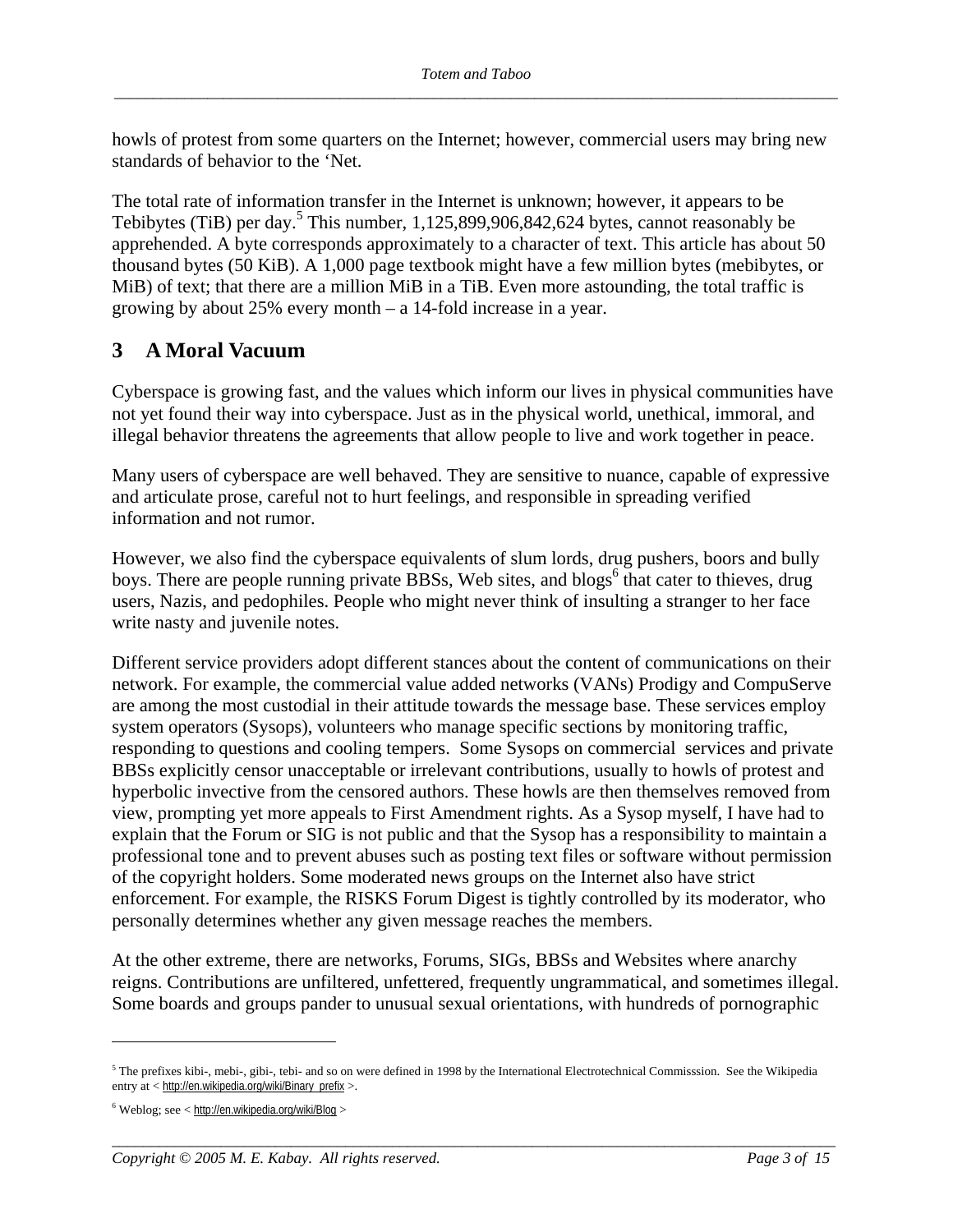howls of protest from some quarters on the Internet; however, commercial users may bring new standards of behavior to the ‘Net.

The total rate of information transfer in the Internet is unknown; however, it appears to be Tebibytes (TiB) per day.[5] This number, 1,125,899,906,842,624 bytes, cannot reasonably be apprehended. A byte corresponds approximately to a character of text. This article has about 50 thousand bytes (50 KiB). A 1,000 page textbook might have a few million bytes (mebibytes, or MiB) of text; that there are a million MiB in a TiB. Even more astounding, the total traffic is growing by about 25% every month – a 14-fold increase in a year.

## 3 A Moral Vacuum

Cyberspace is growing fast, and the values which inform our lives in physical communities have not yet found their way into cyberspace. Just as in the physical world, unethical, immoral, and illegal behavior threatens the agreements that allow people to live and work together in peace.

Many users of cyberspace are well behaved. They are sensitive to nuance, capable of expressive and articulate prose, careful not to hurt feelings, and responsible in spreading verified information and not rumor.

However, we also find the cyberspace equivalents of slum lords, drug pushers, boors and bully boys. There are people running private BBSs, Web sites, and blogs[6] that cater to thieves, drug users, Nazis, and pedophiles. People who might never think of insulting a stranger to her face write nasty and juvenile notes.

Different service providers adopt different stances about the content of communications on their network. For example, the commercial value added networks (VANs) Prodigy and CompuServe are among the most custodial in their attitude towards the message base. These services employ system operators (Sysops), volunteers who manage specific sections by monitoring traffic, responding to questions and cooling tempers. Some Sysops on commercial services and private BBSs explicitly censor unacceptable or irrelevant contributions, usually to howls of protest and hyperbolic invective from the censored authors. These howls are then themselves removed from view, prompting yet more appeals to First Amendment rights. As a Sysop myself, I have had to explain that the Forum or SIG is not public and that the Sysop has a responsibility to maintain a professional tone and to prevent abuses such as posting text files or software without permission of the copyright holders. Some moderated news groups on the Internet also have strict enforcement. For example, the RISKS Forum Digest is tightly controlled by its moderator, who personally determines whether any given message reaches the members.

At the other extreme, there are networks, Forums, SIGs, BBSs and Websites where anarchy reigns. Contributions are unfiltered, unfettered, frequently ungrammatical, and sometimes illegal. Some boards and groups pander to unusual sexual orientations, with hundreds of pornographic

---

[5] The prefixes kibi-, mebi-, gibi-, tebi- and so on were defined in 1998 by the International Electrotechnical Commisssion. See the Wikipedia entry at < http://en.wikipedia.org/wiki/Binary_prefix >.

[6] Weblog; see < http://en.wikipedia.org/wiki/Blog >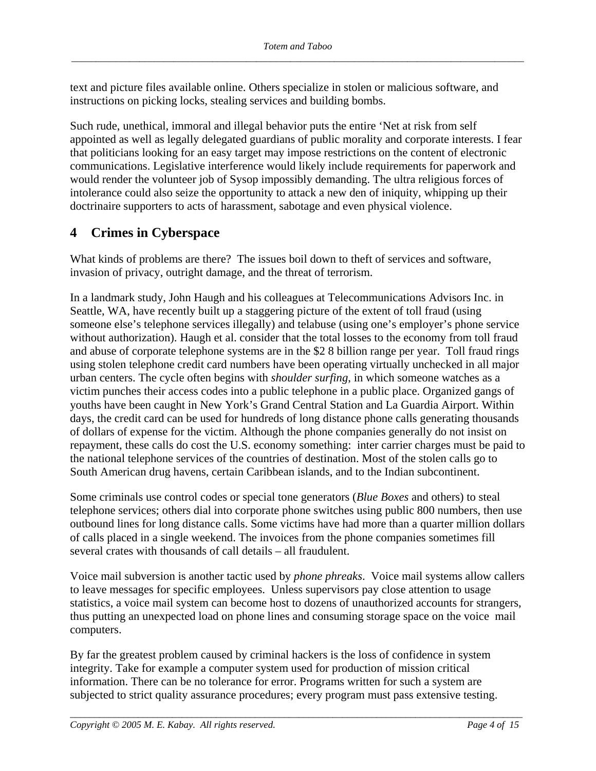text and picture files available online. Others specialize in stolen or malicious software, and instructions on picking locks, stealing services and building bombs.

Such rude, unethical, immoral and illegal behavior puts the entire 'Net at risk from self appointed as well as legally delegated guardians of public morality and corporate interests. I fear that politicians looking for an easy target may impose restrictions on the content of electronic communications. Legislative interference would likely include requirements for paperwork and would render the volunteer job of Sysop impossibly demanding. The ultra religious forces of intolerance could also seize the opportunity to attack a new den of iniquity, whipping up their doctrinaire supporters to acts of harassment, sabotage and even physical violence.

## 4 Crimes in Cyberspace

What kinds of problems are there? The issues boil down to theft of services and software, invasion of privacy, outright damage, and the threat of terrorism.

In a landmark study, John Haugh and his colleagues at Telecommunications Advisors Inc. in Seattle, WA, have recently built up a staggering picture of the extent of toll fraud (using someone else's telephone services illegally) and telabuse (using one's employer's phone service without authorization). Haugh et al. consider that the total losses to the economy from toll fraud and abuse of corporate telephone systems are in the $2 8 billion range per year. Toll fraud rings using stolen telephone credit card numbers have been operating virtually unchecked in all major urban centers. The cycle often begins with *shoulder surfing,* in which someone watches as a victim punches their access codes into a public telephone in a public place. Organized gangs of youths have been caught in New York's Grand Central Station and La Guardia Airport. Within days, the credit card can be used for hundreds of long distance phone calls generating thousands of dollars of expense for the victim. Although the phone companies generally do not insist on repayment, these calls do cost the U.S. economy something: inter carrier charges must be paid to the national telephone services of the countries of destination. Most of the stolen calls go to South American drug havens, certain Caribbean islands, and to the Indian subcontinent.

Some criminals use control codes or special tone generators (*Blue Boxes* and others) to steal telephone services; others dial into corporate phone switches using public 800 numbers, then use outbound lines for long distance calls. Some victims have had more than a quarter million dollars of calls placed in a single weekend. The invoices from the phone companies sometimes fill several crates with thousands of call details – all fraudulent.

Voice mail subversion is another tactic used by *phone phreaks*. Voice mail systems allow callers to leave messages for specific employees. Unless supervisors pay close attention to usage statistics, a voice mail system can become host to dozens of unauthorized accounts for strangers, thus putting an unexpected load on phone lines and consuming storage space on the voice mail computers.

By far the greatest problem caused by criminal hackers is the loss of confidence in system integrity. Take for example a computer system used for production of mission critical information. There can be no tolerance for error. Programs written for such a system are subjected to strict quality assurance procedures; every program must pass extensive testing.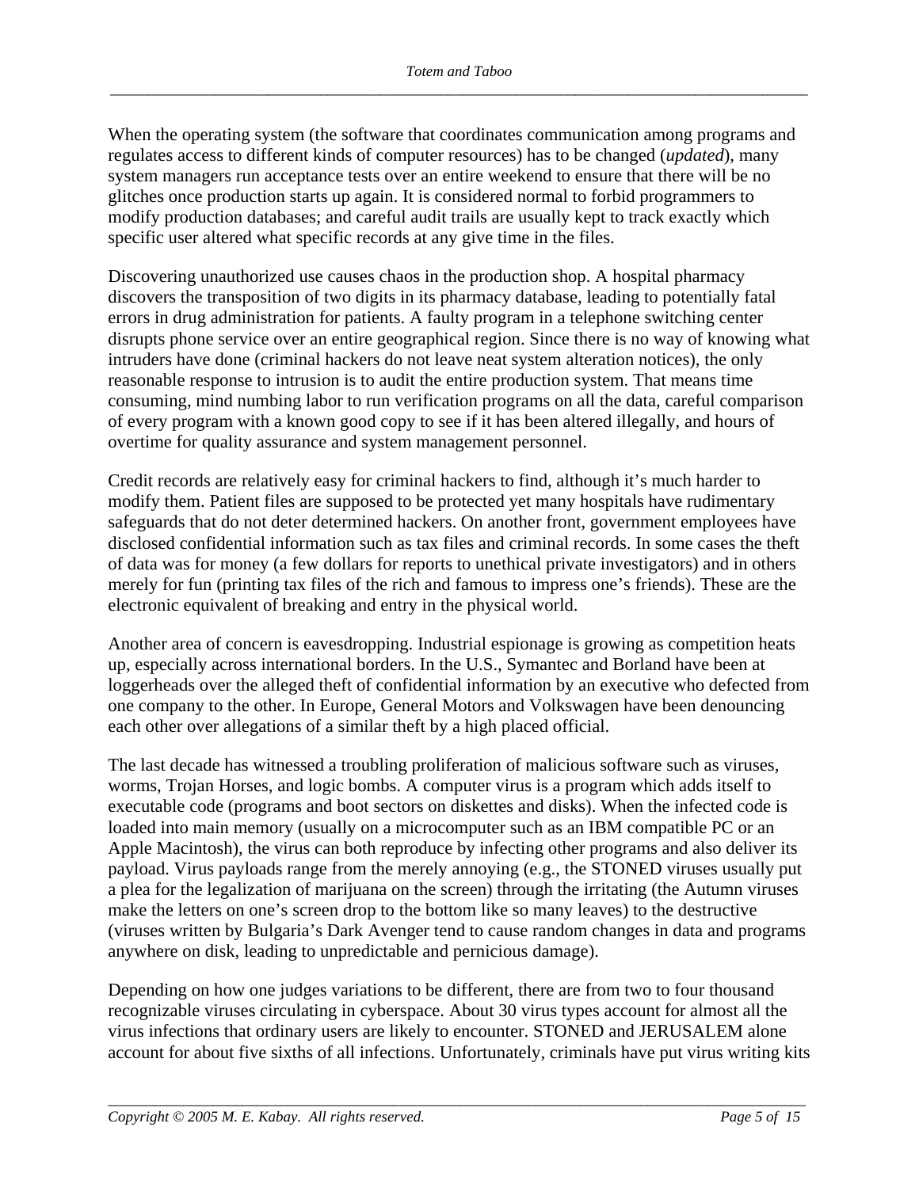When the operating system (the software that coordinates communication among programs and regulates access to different kinds of computer resources) has to be changed (*updated*), many system managers run acceptance tests over an entire weekend to ensure that there will be no glitches once production starts up again. It is considered normal to forbid programmers to modify production databases; and careful audit trails are usually kept to track exactly which specific user altered what specific records at any give time in the files.

Discovering unauthorized use causes chaos in the production shop. A hospital pharmacy discovers the transposition of two digits in its pharmacy database, leading to potentially fatal errors in drug administration for patients. A faulty program in a telephone switching center disrupts phone service over an entire geographical region. Since there is no way of knowing what intruders have done (criminal hackers do not leave neat system alteration notices), the only reasonable response to intrusion is to audit the entire production system. That means time consuming, mind numbing labor to run verification programs on all the data, careful comparison of every program with a known good copy to see if it has been altered illegally, and hours of overtime for quality assurance and system management personnel.

Credit records are relatively easy for criminal hackers to find, although it's much harder to modify them. Patient files are supposed to be protected yet many hospitals have rudimentary safeguards that do not deter determined hackers. On another front, government employees have disclosed confidential information such as tax files and criminal records. In some cases the theft of data was for money (a few dollars for reports to unethical private investigators) and in others merely for fun (printing tax files of the rich and famous to impress one's friends). These are the electronic equivalent of breaking and entry in the physical world.

Another area of concern is eavesdropping. Industrial espionage is growing as competition heats up, especially across international borders. In the U.S., Symantec and Borland have been at loggerheads over the alleged theft of confidential information by an executive who defected from one company to the other. In Europe, General Motors and Volkswagen have been denouncing each other over allegations of a similar theft by a high placed official.

The last decade has witnessed a troubling proliferation of malicious software such as viruses, worms, Trojan Horses, and logic bombs. A computer virus is a program which adds itself to executable code (programs and boot sectors on diskettes and disks). When the infected code is loaded into main memory (usually on a microcomputer such as an IBM compatible PC or an Apple Macintosh), the virus can both reproduce by infecting other programs and also deliver its payload. Virus payloads range from the merely annoying (e.g., the STONED viruses usually put a plea for the legalization of marijuana on the screen) through the irritating (the Autumn viruses make the letters on one's screen drop to the bottom like so many leaves) to the destructive (viruses written by Bulgaria's Dark Avenger tend to cause random changes in data and programs anywhere on disk, leading to unpredictable and pernicious damage).

Depending on how one judges variations to be different, there are from two to four thousand recognizable viruses circulating in cyberspace. About 30 virus types account for almost all the virus infections that ordinary users are likely to encounter. STONED and JERUSALEM alone account for about five sixths of all infections. Unfortunately, criminals have put virus writing kits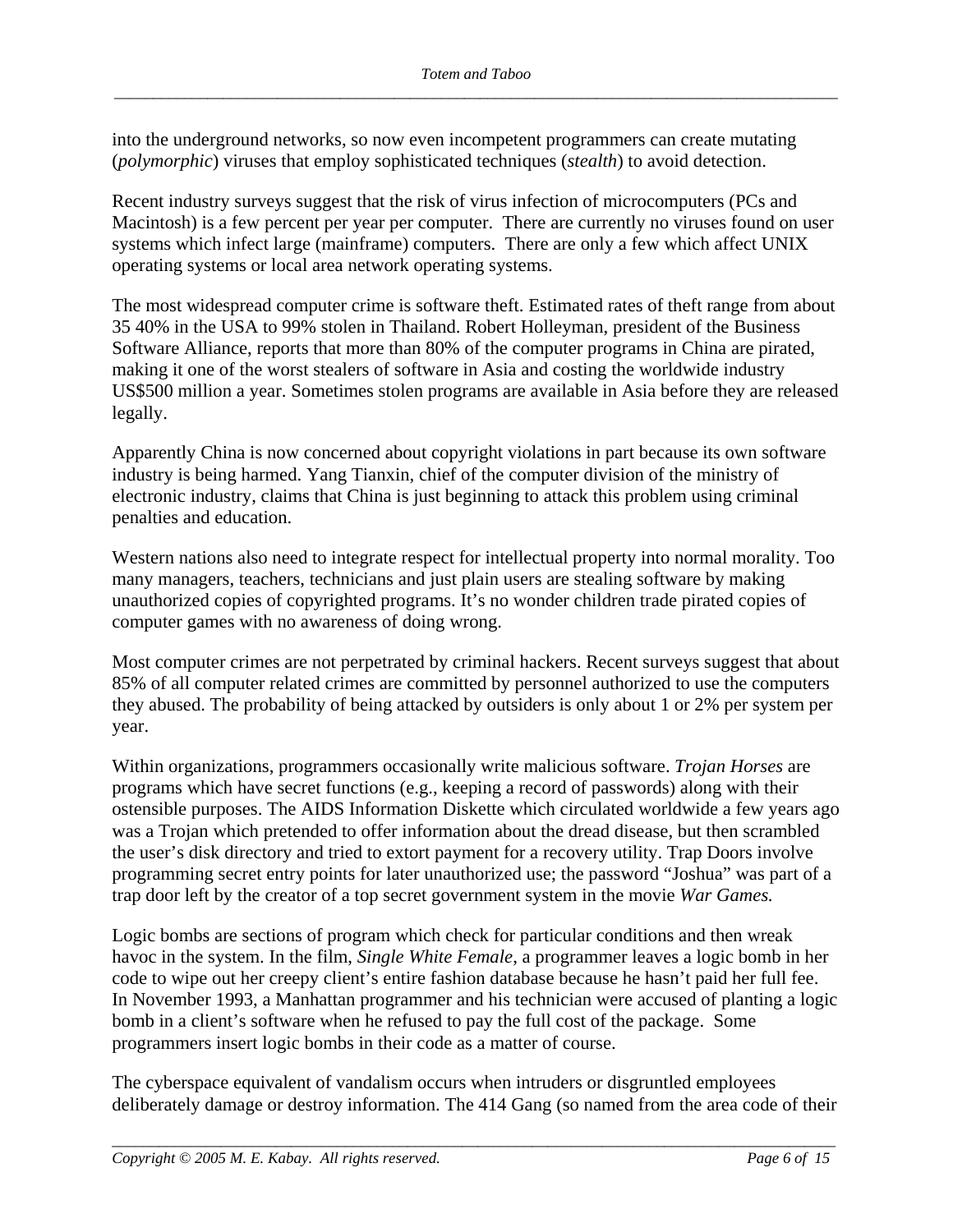into the underground networks, so now even incompetent programmers can create mutating (*polymorphic*) viruses that employ sophisticated techniques (*stealth*) to avoid detection.

Recent industry surveys suggest that the risk of virus infection of microcomputers (PCs and Macintosh) is a few percent per year per computer. There are currently no viruses found on user systems which infect large (mainframe) computers. There are only a few which affect UNIX operating systems or local area network operating systems.

The most widespread computer crime is software theft. Estimated rates of theft range from about 35 40% in the USA to 99% stolen in Thailand. Robert Holleyman, president of the Business Software Alliance, reports that more than 80% of the computer programs in China are pirated, making it one of the worst stealers of software in Asia and costing the worldwide industry US$500 million a year. Sometimes stolen programs are available in Asia before they are released legally.

Apparently China is now concerned about copyright violations in part because its own software industry is being harmed. Yang Tianxin, chief of the computer division of the ministry of electronic industry, claims that China is just beginning to attack this problem using criminal penalties and education.

Western nations also need to integrate respect for intellectual property into normal morality. Too many managers, teachers, technicians and just plain users are stealing software by making unauthorized copies of copyrighted programs. It's no wonder children trade pirated copies of computer games with no awareness of doing wrong.

Most computer crimes are not perpetrated by criminal hackers. Recent surveys suggest that about 85% of all computer related crimes are committed by personnel authorized to use the computers they abused. The probability of being attacked by outsiders is only about 1 or 2% per system per year.

Within organizations, programmers occasionally write malicious software. *Trojan Horses* are programs which have secret functions (e.g., keeping a record of passwords) along with their ostensible purposes. The AIDS Information Diskette which circulated worldwide a few years ago was a Trojan which pretended to offer information about the dread disease, but then scrambled the user's disk directory and tried to extort payment for a recovery utility. Trap Doors involve programming secret entry points for later unauthorized use; the password "Joshua" was part of a trap door left by the creator of a top secret government system in the movie *War Games.*

Logic bombs are sections of program which check for particular conditions and then wreak havoc in the system. In the film, *Single White Female*, a programmer leaves a logic bomb in her code to wipe out her creepy client's entire fashion database because he hasn't paid her full fee. In November 1993, a Manhattan programmer and his technician were accused of planting a logic bomb in a client's software when he refused to pay the full cost of the package. Some programmers insert logic bombs in their code as a matter of course.

The cyberspace equivalent of vandalism occurs when intruders or disgruntled employees deliberately damage or destroy information. The 414 Gang (so named from the area code of their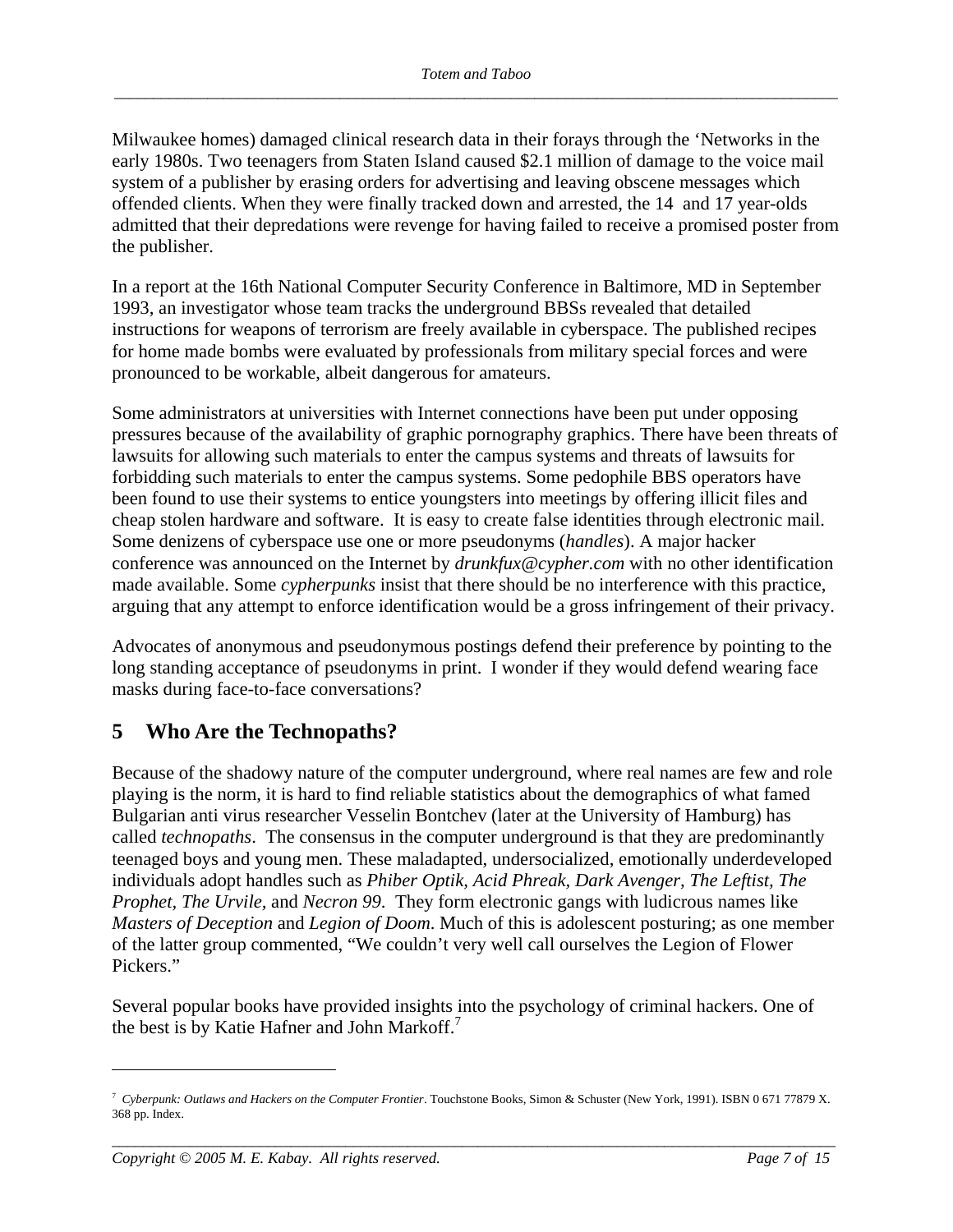Milwaukee homes) damaged clinical research data in their forays through the 'Networks in the early 1980s. Two teenagers from Staten Island caused $2.1 million of damage to the voice mail system of a publisher by erasing orders for advertising and leaving obscene messages which offended clients. When they were finally tracked down and arrested, the 14  and 17 year-olds admitted that their depredations were revenge for having failed to receive a promised poster from the publisher.

In a report at the 16th National Computer Security Conference in Baltimore, MD in September 1993, an investigator whose team tracks the underground BBSs revealed that detailed instructions for weapons of terrorism are freely available in cyberspace. The published recipes for home made bombs were evaluated by professionals from military special forces and were pronounced to be workable, albeit dangerous for amateurs.

Some administrators at universities with Internet connections have been put under opposing pressures because of the availability of graphic pornography graphics. There have been threats of lawsuits for allowing such materials to enter the campus systems and threats of lawsuits for forbidding such materials to enter the campus systems. Some pedophile BBS operators have been found to use their systems to entice youngsters into meetings by offering illicit files and cheap stolen hardware and software.  It is easy to create false identities through electronic mail. Some denizens of cyberspace use one or more pseudonyms (*handles*). A major hacker conference was announced on the Internet by *drunkfux@cypher.com* with no other identification made available. Some *cypherpunks* insist that there should be no interference with this practice, arguing that any attempt to enforce identification would be a gross infringement of their privacy.

Advocates of anonymous and pseudonymous postings defend their preference by pointing to the long standing acceptance of pseudonyms in print.  I wonder if they would defend wearing face masks during face-to-face conversations?

## 5 Who Are the Technopaths?

Because of the shadowy nature of the computer underground, where real names are few and role playing is the norm, it is hard to find reliable statistics about the demographics of what famed Bulgarian anti virus researcher Vesselin Bontchev (later at the University of Hamburg) has called *technopaths*.  The consensus in the computer underground is that they are predominantly teenaged boys and young men. These maladapted, undersocialized, emotionally underdeveloped individuals adopt handles such as *Phiber Optik, Acid Phreak, Dark Avenger, The Leftist, The Prophet, The Urvile,* and *Necron 99.*  They form electronic gangs with ludicrous names like *Masters of Deception* and *Legion of Doom*. Much of this is adolescent posturing; as one member of the latter group commented, "We couldn't very well call ourselves the Legion of Flower Pickers."

Several popular books have provided insights into the psychology of criminal hackers. One of the best is by Katie Hafner and John Markoff.[7]

---

[7] *Cyberpunk: Outlaws and Hackers on the Computer Frontier*. Touchstone Books, Simon & Schuster (New York, 1991). ISBN 0 671 77879 X. 368 pp. Index.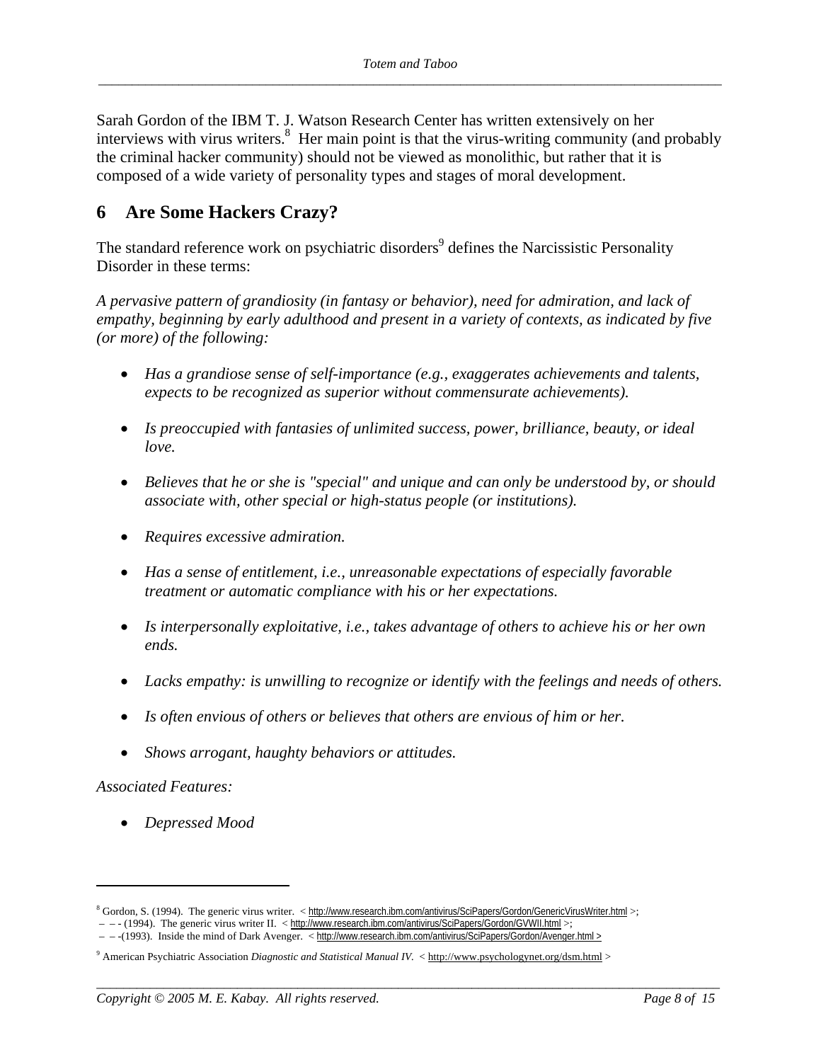Sarah Gordon of the IBM T. J. Watson Research Center has written extensively on her interviews with virus writers.[8] Her main point is that the virus-writing community (and probably the criminal hacker community) should not be viewed as monolithic, but rather that it is composed of a wide variety of personality types and stages of moral development.

## 6 Are Some Hackers Crazy?

The standard reference work on psychiatric disorders[9] defines the Narcissistic Personality Disorder in these terms:

*A pervasive pattern of grandiosity (in fantasy or behavior), need for admiration, and lack of empathy, beginning by early adulthood and present in a variety of contexts, as indicated by five (or more) of the following:*

- *Has a grandiose sense of self-importance (e.g., exaggerates achievements and talents, expects to be recognized as superior without commensurate achievements).*
- *Is preoccupied with fantasies of unlimited success, power, brilliance, beauty, or ideal love.*
- *Believes that he or she is "special" and unique and can only be understood by, or should associate with, other special or high-status people (or institutions).*
- *Requires excessive admiration.*
- *Has a sense of entitlement, i.e., unreasonable expectations of especially favorable treatment or automatic compliance with his or her expectations.*
- *Is interpersonally exploitative, i.e., takes advantage of others to achieve his or her own ends.*
- *Lacks empathy: is unwilling to recognize or identify with the feelings and needs of others.*
- *Is often envious of others or believes that others are envious of him or her.*
- *Shows arrogant, haughty behaviors or attitudes.*

*Associated Features:*

- *Depressed Mood*

---

[8] Gordon, S. (1994). The generic virus writer. < http://www.research.ibm.com/antivirus/SciPapers/Gordon/GenericVirusWriter.html >;
– – - (1994). The generic virus writer II. < http://www.research.ibm.com/antivirus/SciPapers/Gordon/GVWII.html >;
– – -(1993). Inside the mind of Dark Avenger. < http://www.research.ibm.com/antivirus/SciPapers/Gordon/Avenger.html >

[9] American Psychiatric Association *Diagnostic and Statistical Manual IV*. < http://www.psychologynet.org/dsm.html >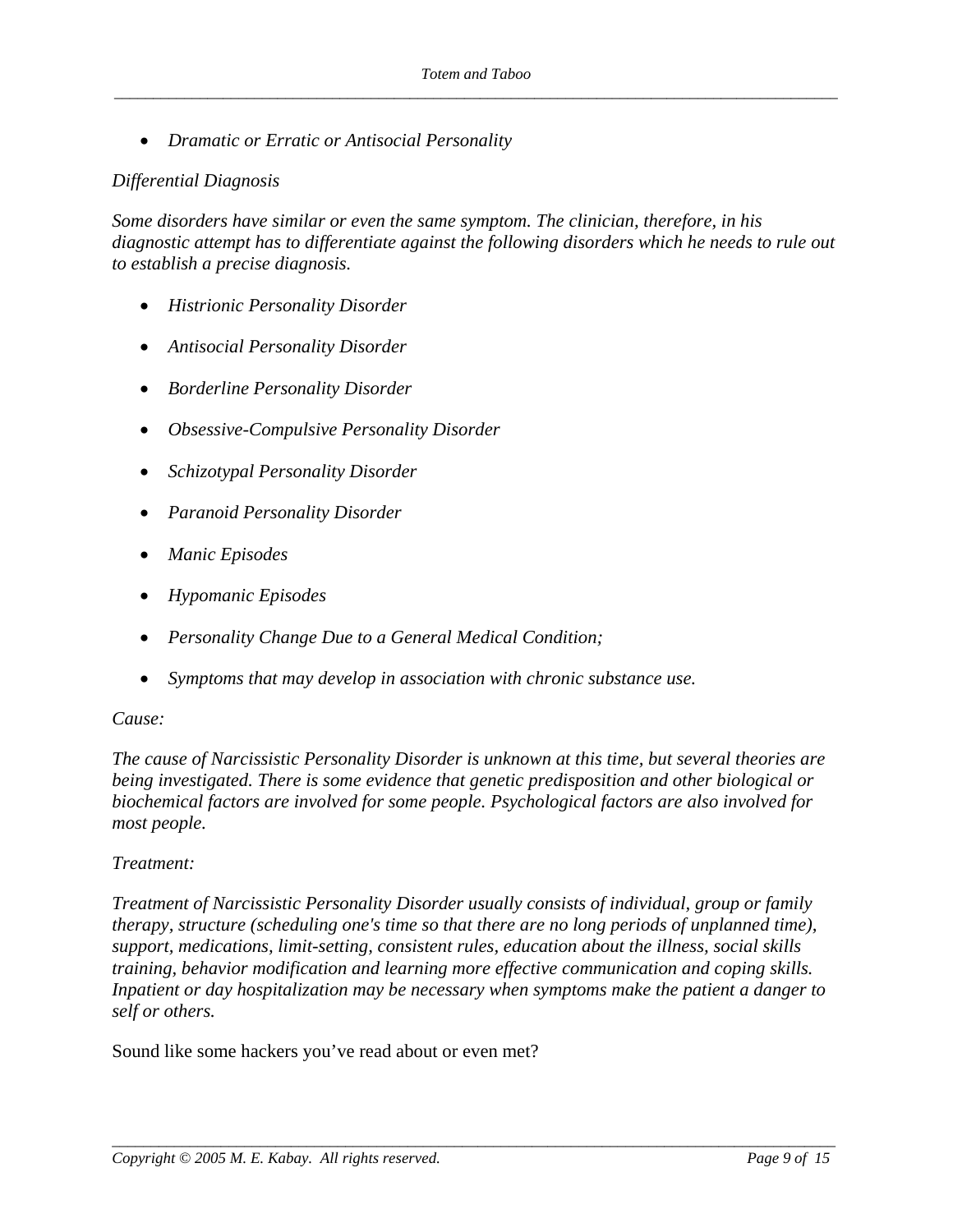- *Dramatic or Erratic or Antisocial Personality*

*Differential Diagnosis*

*Some disorders have similar or even the same symptom. The clinician, therefore, in his diagnostic attempt has to differentiate against the following disorders which he needs to rule out to establish a precise diagnosis.*

- *Histrionic Personality Disorder*
- *Antisocial Personality Disorder*
- *Borderline Personality Disorder*
- *Obsessive-Compulsive Personality Disorder*
- *Schizotypal Personality Disorder*
- *Paranoid Personality Disorder*
- *Manic Episodes*
- *Hypomanic Episodes*
- *Personality Change Due to a General Medical Condition;*
- *Symptoms that may develop in association with chronic substance use.*

*Cause:*

*The cause of Narcissistic Personality Disorder is unknown at this time, but several theories are being investigated. There is some evidence that genetic predisposition and other biological or biochemical factors are involved for some people. Psychological factors are also involved for most people.*

*Treatment:*

*Treatment of Narcissistic Personality Disorder usually consists of individual, group or family therapy, structure (scheduling one's time so that there are no long periods of unplanned time), support, medications, limit-setting, consistent rules, education about the illness, social skills training, behavior modification and learning more effective communication and coping skills. Inpatient or day hospitalization may be necessary when symptoms make the patient a danger to self or others.*

Sound like some hackers you've read about or even met?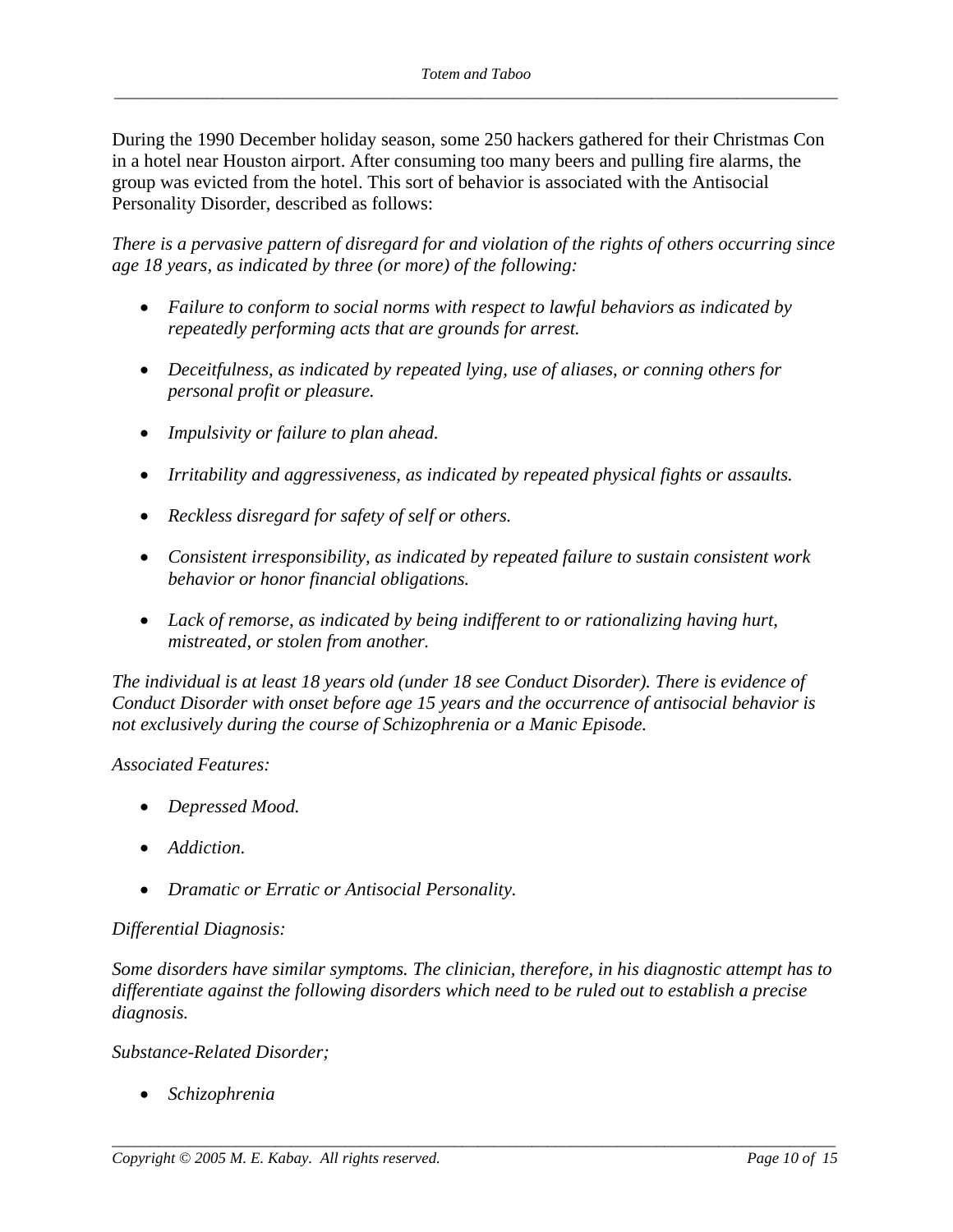During the 1990 December holiday season, some 250 hackers gathered for their Christmas Con in a hotel near Houston airport. After consuming too many beers and pulling fire alarms, the group was evicted from the hotel. This sort of behavior is associated with the Antisocial Personality Disorder, described as follows:

*There is a pervasive pattern of disregard for and violation of the rights of others occurring since age 18 years, as indicated by three (or more) of the following:*

- *Failure to conform to social norms with respect to lawful behaviors as indicated by repeatedly performing acts that are grounds for arrest.*
- *Deceitfulness, as indicated by repeated lying, use of aliases, or conning others for personal profit or pleasure.*
- *Impulsivity or failure to plan ahead.*
- *Irritability and aggressiveness, as indicated by repeated physical fights or assaults.*
- *Reckless disregard for safety of self or others.*
- *Consistent irresponsibility, as indicated by repeated failure to sustain consistent work behavior or honor financial obligations.*
- *Lack of remorse, as indicated by being indifferent to or rationalizing having hurt, mistreated, or stolen from another.*

*The individual is at least 18 years old (under 18 see Conduct Disorder). There is evidence of Conduct Disorder with onset before age 15 years and the occurrence of antisocial behavior is not exclusively during the course of Schizophrenia or a Manic Episode.*

*Associated Features:*

- *Depressed Mood.*
- *Addiction.*
- *Dramatic or Erratic or Antisocial Personality.*

*Differential Diagnosis:*

*Some disorders have similar symptoms. The clinician, therefore, in his diagnostic attempt has to differentiate against the following disorders which need to be ruled out to establish a precise diagnosis.*

*Substance-Related Disorder;*

- *Schizophrenia*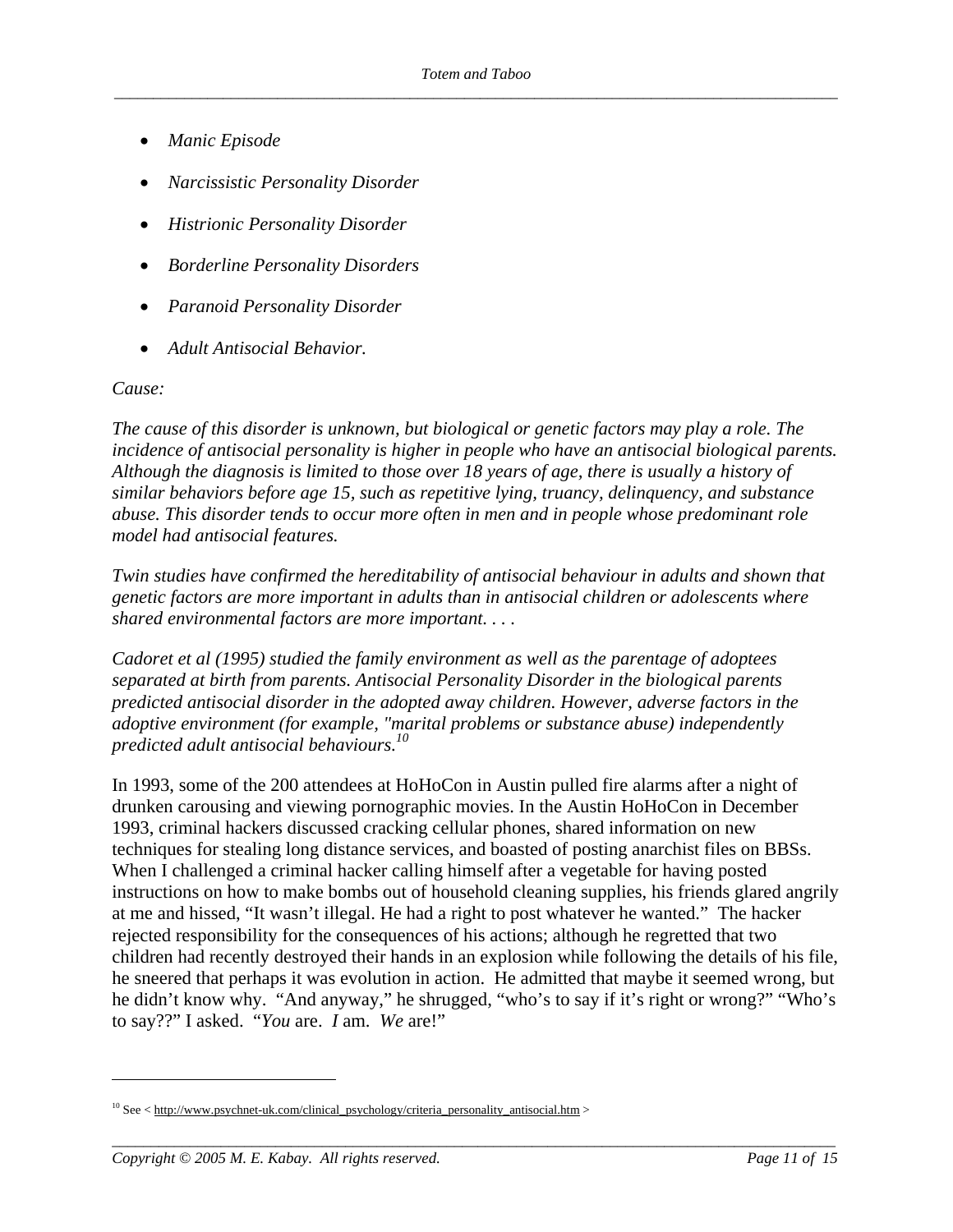- *Manic Episode*
- *Narcissistic Personality Disorder*
- *Histrionic Personality Disorder*
- *Borderline Personality Disorders*
- *Paranoid Personality Disorder*
- *Adult Antisocial Behavior.*

*Cause:*

*The cause of this disorder is unknown, but biological or genetic factors may play a role. The incidence of antisocial personality is higher in people who have an antisocial biological parents. Although the diagnosis is limited to those over 18 years of age, there is usually a history of similar behaviors before age 15, such as repetitive lying, truancy, delinquency, and substance abuse. This disorder tends to occur more often in men and in people whose predominant role model had antisocial features.*

*Twin studies have confirmed the hereditability of antisocial behaviour in adults and shown that genetic factors are more important in adults than in antisocial children or adolescents where shared environmental factors are more important. . . .*

*Cadoret et al (1995) studied the family environment as well as the parentage of adoptees separated at birth from parents. Antisocial Personality Disorder in the biological parents predicted antisocial disorder in the adopted away children. However, adverse factors in the adoptive environment (for example, "marital problems or substance abuse) independently predicted adult antisocial behaviours.*[10]

In 1993, some of the 200 attendees at HoHoCon in Austin pulled fire alarms after a night of drunken carousing and viewing pornographic movies. In the Austin HoHoCon in December 1993, criminal hackers discussed cracking cellular phones, shared information on new techniques for stealing long distance services, and boasted of posting anarchist files on BBSs. When I challenged a criminal hacker calling himself after a vegetable for having posted instructions on how to make bombs out of household cleaning supplies, his friends glared angrily at me and hissed, "It wasn't illegal. He had a right to post whatever he wanted." The hacker rejected responsibility for the consequences of his actions; although he regretted that two children had recently destroyed their hands in an explosion while following the details of his file, he sneered that perhaps it was evolution in action. He admitted that maybe it seemed wrong, but he didn't know why. "And anyway," he shrugged, "who's to say if it's right or wrong?" "Who's to say??" I asked. "*You* are. *I* am. *We* are!"

---

[10] See < http://www.psychnet-uk.com/clinical_psychology/criteria_personality_antisocial.htm >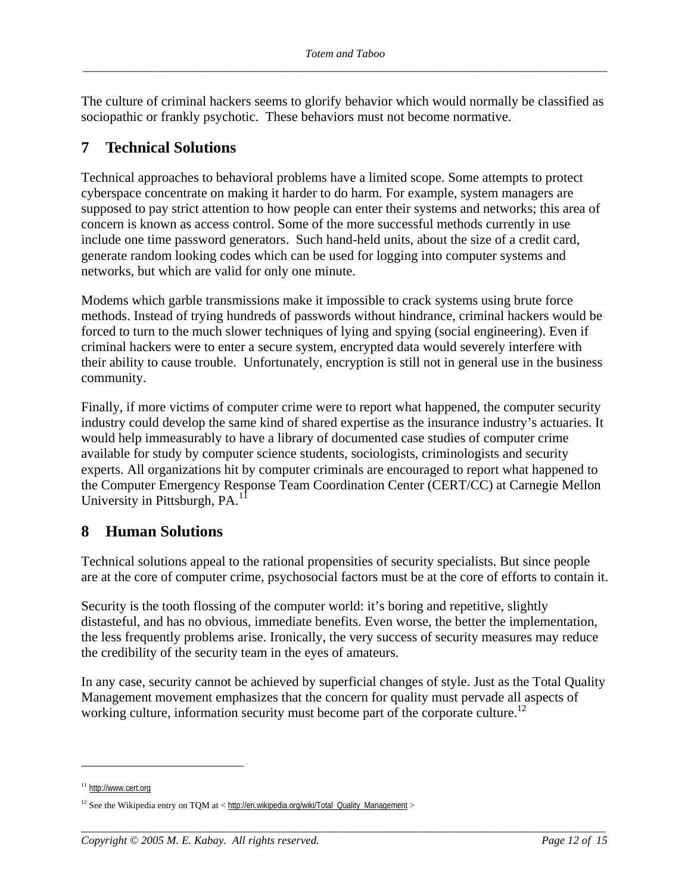The culture of criminal hackers seems to glorify behavior which would normally be classified as sociopathic or frankly psychotic. These behaviors must not become normative.

## 7 Technical Solutions

Technical approaches to behavioral problems have a limited scope. Some attempts to protect cyberspace concentrate on making it harder to do harm. For example, system managers are supposed to pay strict attention to how people can enter their systems and networks; this area of concern is known as access control. Some of the more successful methods currently in use include one time password generators. Such hand-held units, about the size of a credit card, generate random looking codes which can be used for logging into computer systems and networks, but which are valid for only one minute.

Modems which garble transmissions make it impossible to crack systems using brute force methods. Instead of trying hundreds of passwords without hindrance, criminal hackers would be forced to turn to the much slower techniques of lying and spying (social engineering). Even if criminal hackers were to enter a secure system, encrypted data would severely interfere with their ability to cause trouble. Unfortunately, encryption is still not in general use in the business community.

Finally, if more victims of computer crime were to report what happened, the computer security industry could develop the same kind of shared expertise as the insurance industry's actuaries. It would help immeasurably to have a library of documented case studies of computer crime available for study by computer science students, sociologists, criminologists and security experts. All organizations hit by computer criminals are encouraged to report what happened to the Computer Emergency Response Team Coordination Center (CERT/CC) at Carnegie Mellon University in Pittsburgh, PA.[11]

## 8 Human Solutions

Technical solutions appeal to the rational propensities of security specialists. But since people are at the core of computer crime, psychosocial factors must be at the core of efforts to contain it.

Security is the tooth flossing of the computer world: it's boring and repetitive, slightly distasteful, and has no obvious, immediate benefits. Even worse, the better the implementation, the less frequently problems arise. Ironically, the very success of security measures may reduce the credibility of the security team in the eyes of amateurs.

In any case, security cannot be achieved by superficial changes of style. Just as the Total Quality Management movement emphasizes that the concern for quality must pervade all aspects of working culture, information security must become part of the corporate culture.[12]

---

[11] http://www.cert.org

[12] See the Wikipedia entry on TQM at < http://en.wikipedia.org/wiki/Total_Quality_Management >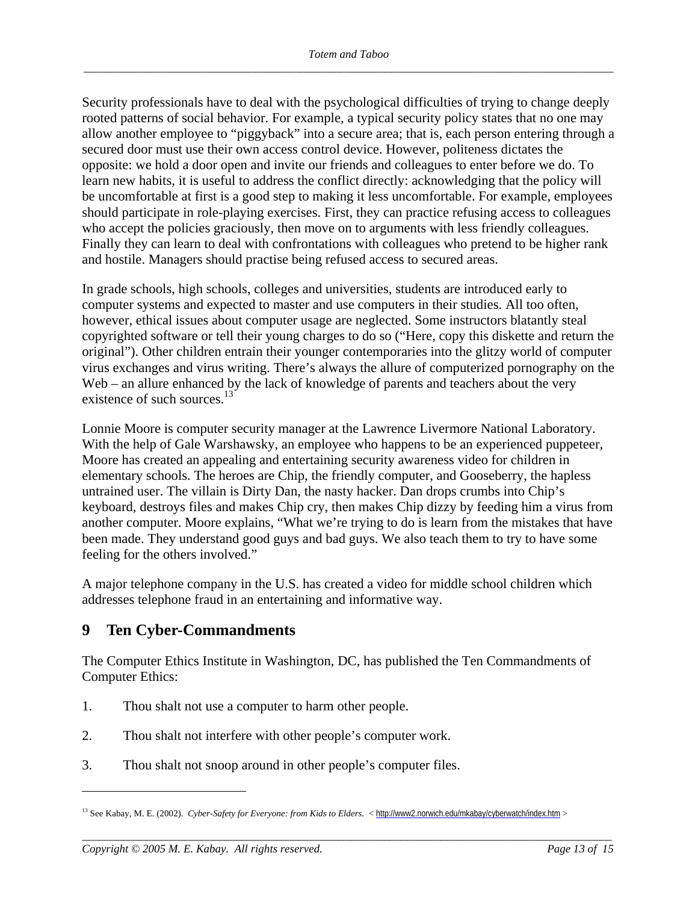Security professionals have to deal with the psychological difficulties of trying to change deeply rooted patterns of social behavior. For example, a typical security policy states that no one may allow another employee to "piggyback" into a secure area; that is, each person entering through a secured door must use their own access control device. However, politeness dictates the opposite: we hold a door open and invite our friends and colleagues to enter before we do. To learn new habits, it is useful to address the conflict directly: acknowledging that the policy will be uncomfortable at first is a good step to making it less uncomfortable. For example, employees should participate in role-playing exercises. First, they can practice refusing access to colleagues who accept the policies graciously, then move on to arguments with less friendly colleagues. Finally they can learn to deal with confrontations with colleagues who pretend to be higher rank and hostile. Managers should practise being refused access to secured areas.

In grade schools, high schools, colleges and universities, students are introduced early to computer systems and expected to master and use computers in their studies. All too often, however, ethical issues about computer usage are neglected. Some instructors blatantly steal copyrighted software or tell their young charges to do so ("Here, copy this diskette and return the original"). Other children entrain their younger contemporaries into the glitzy world of computer virus exchanges and virus writing. There's always the allure of computerized pornography on the Web – an allure enhanced by the lack of knowledge of parents and teachers about the very existence of such sources.[13]

Lonnie Moore is computer security manager at the Lawrence Livermore National Laboratory. With the help of Gale Warshawsky, an employee who happens to be an experienced puppeteer, Moore has created an appealing and entertaining security awareness video for children in elementary schools. The heroes are Chip, the friendly computer, and Gooseberry, the hapless untrained user. The villain is Dirty Dan, the nasty hacker. Dan drops crumbs into Chip's keyboard, destroys files and makes Chip cry, then makes Chip dizzy by feeding him a virus from another computer. Moore explains, "What we're trying to do is learn from the mistakes that have been made. They understand good guys and bad guys. We also teach them to try to have some feeling for the others involved."

A major telephone company in the U.S. has created a video for middle school children which addresses telephone fraud in an entertaining and informative way.

## 9 Ten Cyber-Commandments

The Computer Ethics Institute in Washington, DC, has published the Ten Commandments of Computer Ethics:

1. Thou shalt not use a computer to harm other people.
2. Thou shalt not interfere with other people's computer work.
3. Thou shalt not snoop around in other people's computer files.

---

[13] See Kabay, M. E. (2002). *Cyber-Safety for Everyone: from Kids to Elders.* < http://www2.norwich.edu/mkabay/cyberwatch/index.htm >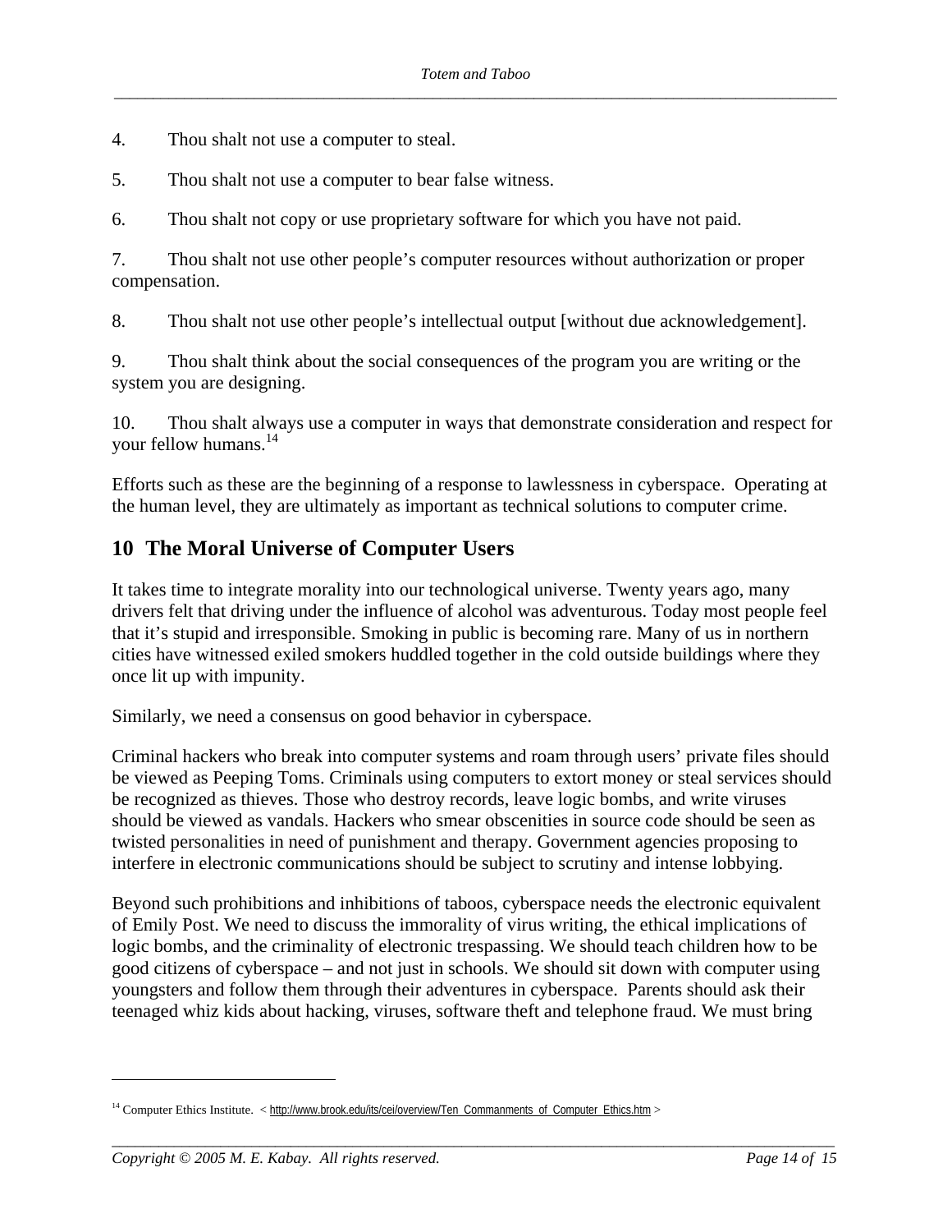4. Thou shalt not use a computer to steal.

5. Thou shalt not use a computer to bear false witness.

6. Thou shalt not copy or use proprietary software for which you have not paid.

7. Thou shalt not use other people's computer resources without authorization or proper compensation.

8. Thou shalt not use other people's intellectual output [without due acknowledgement].

9. Thou shalt think about the social consequences of the program you are writing or the system you are designing.

10. Thou shalt always use a computer in ways that demonstrate consideration and respect for your fellow humans.[14]

Efforts such as these are the beginning of a response to lawlessness in cyberspace. Operating at the human level, they are ultimately as important as technical solutions to computer crime.

## 10 The Moral Universe of Computer Users

It takes time to integrate morality into our technological universe. Twenty years ago, many drivers felt that driving under the influence of alcohol was adventurous. Today most people feel that it's stupid and irresponsible. Smoking in public is becoming rare. Many of us in northern cities have witnessed exiled smokers huddled together in the cold outside buildings where they once lit up with impunity.

Similarly, we need a consensus on good behavior in cyberspace.

Criminal hackers who break into computer systems and roam through users' private files should be viewed as Peeping Toms. Criminals using computers to extort money or steal services should be recognized as thieves. Those who destroy records, leave logic bombs, and write viruses should be viewed as vandals. Hackers who smear obscenities in source code should be seen as twisted personalities in need of punishment and therapy. Government agencies proposing to interfere in electronic communications should be subject to scrutiny and intense lobbying.

Beyond such prohibitions and inhibitions of taboos, cyberspace needs the electronic equivalent of Emily Post. We need to discuss the immorality of virus writing, the ethical implications of logic bombs, and the criminality of electronic trespassing. We should teach children how to be good citizens of cyberspace – and not just in schools. We should sit down with computer using youngsters and follow them through their adventures in cyberspace. Parents should ask their teenaged whiz kids about hacking, viruses, software theft and telephone fraud. We must bring

---

[14] Computer Ethics Institute. < http://www.brook.edu/its/cei/overview/Ten_Commanments_of_Computer_Ethics.htm >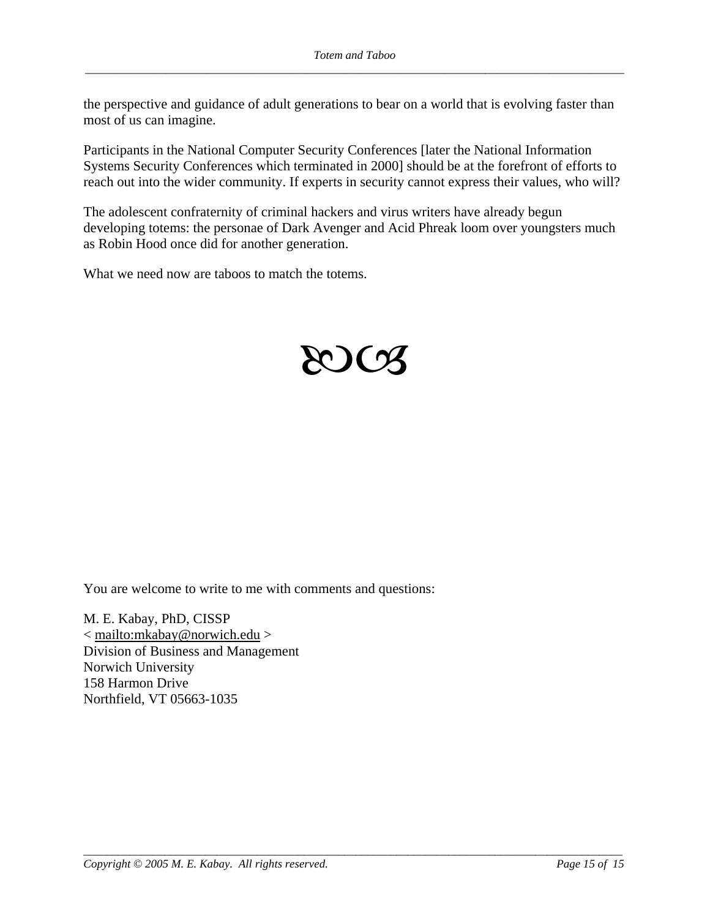the perspective and guidance of adult generations to bear on a world that is evolving faster than most of us can imagine.

Participants in the National Computer Security Conferences [later the National Information Systems Security Conferences which terminated in 2000] should be at the forefront of efforts to reach out into the wider community. If experts in security cannot express their values, who will?

The adolescent confraternity of criminal hackers and virus writers have already begun developing totems: the personae of Dark Avenger and Acid Phreak loom over youngsters much as Robin Hood once did for another generation.

What we need now are taboos to match the totems.

ℵ∂≪

You are welcome to write to me with comments and questions:

M. E. Kabay, PhD, CISSP
< mailto:mkabay@norwich.edu >
Division of Business and Management
Norwich University
158 Harmon Drive
Northfield, VT 05663-1035